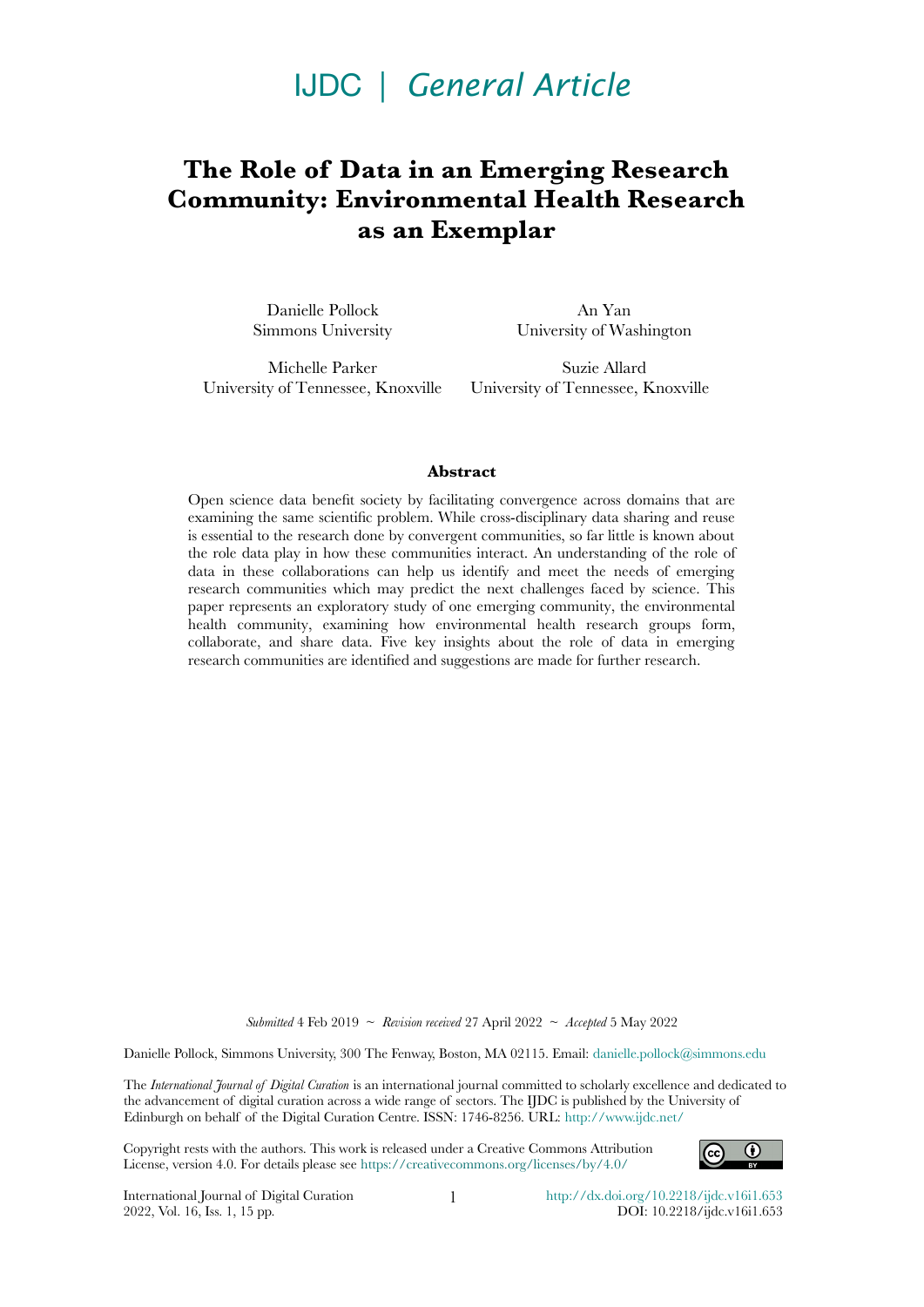IJDC | *General Article*

# The Role of Data in an Emerging Research Community: Environmental Health Research as an Exemplar

Danielle Pollock
Simmons University

An Yan
University of Washington

Michelle Parker
University of Tennessee, Knoxville

Suzie Allard
University of Tennessee, Knoxville

## Abstract

Open science data benefit society by facilitating convergence across domains that are examining the same scientific problem. While cross-disciplinary data sharing and reuse is essential to the research done by convergent communities, so far little is known about the role data play in how these communities interact. An understanding of the role of data in these collaborations can help us identify and meet the needs of emerging research communities which may predict the next challenges faced by science. This paper represents an exploratory study of one emerging community, the environmental health community, examining how environmental health research groups form, collaborate, and share data. Five key insights about the role of data in emerging research communities are identified and suggestions are made for further research.

*Submitted* 4 Feb 2019 ~ *Revision received* 27 April 2022 ~ *Accepted* 5 May 2022

Danielle Pollock, Simmons University, 300 The Fenway, Boston, MA 02115. Email: danielle.pollock@simmons.edu

The *International Journal of Digital Curation* is an international journal committed to scholarly excellence and dedicated to the advancement of digital curation across a wide range of sectors. The IJDC is published by the University of Edinburgh on behalf of the Digital Curation Centre. ISSN: 1746-8256. URL: http://www.ijdc.net/

Copyright rests with the authors. This work is released under a Creative Commons Attribution License, version 4.0. For details please see https://creativecommons.org/licenses/by/4.0/

International Journal of Digital Curation
2022, Vol. 16, Iss. 1, 15 pp.

http://dx.doi.org/10.2218/ijdc.v16i1.653
DOI: 10.2218/ijdc.v16i1.653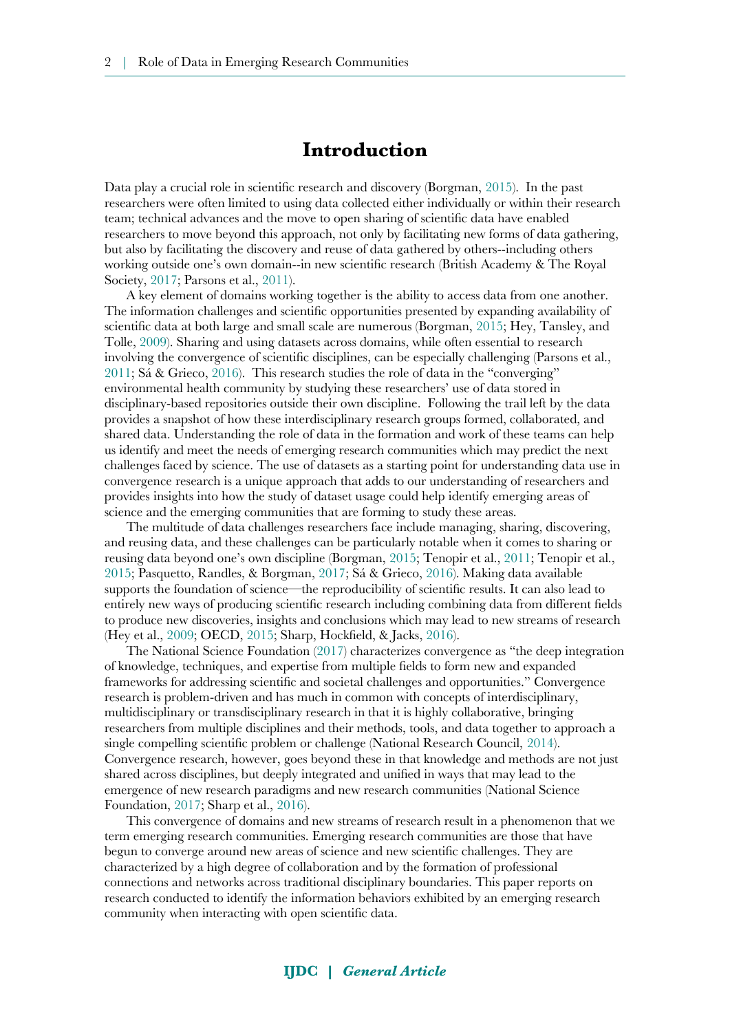# Introduction

Data play a crucial role in scientific research and discovery (Borgman, 2015). In the past researchers were often limited to using data collected either individually or within their research team; technical advances and the move to open sharing of scientific data have enabled researchers to move beyond this approach, not only by facilitating new forms of data gathering, but also by facilitating the discovery and reuse of data gathered by others--including others working outside one's own domain--in new scientific research (British Academy & The Royal Society, 2017; Parsons et al., 2011).

A key element of domains working together is the ability to access data from one another. The information challenges and scientific opportunities presented by expanding availability of scientific data at both large and small scale are numerous (Borgman, 2015; Hey, Tansley, and Tolle, 2009). Sharing and using datasets across domains, while often essential to research involving the convergence of scientific disciplines, can be especially challenging (Parsons et al., 2011; Sá & Grieco, 2016). This research studies the role of data in the "converging" environmental health community by studying these researchers' use of data stored in disciplinary-based repositories outside their own discipline. Following the trail left by the data provides a snapshot of how these interdisciplinary research groups formed, collaborated, and shared data. Understanding the role of data in the formation and work of these teams can help us identify and meet the needs of emerging research communities which may predict the next challenges faced by science. The use of datasets as a starting point for understanding data use in convergence research is a unique approach that adds to our understanding of researchers and provides insights into how the study of dataset usage could help identify emerging areas of science and the emerging communities that are forming to study these areas.

The multitude of data challenges researchers face include managing, sharing, discovering, and reusing data, and these challenges can be particularly notable when it comes to sharing or reusing data beyond one's own discipline (Borgman, 2015; Tenopir et al., 2011; Tenopir et al., 2015; Pasquetto, Randles, & Borgman, 2017; Sá & Grieco, 2016). Making data available supports the foundation of science—the reproducibility of scientific results. It can also lead to entirely new ways of producing scientific research including combining data from different fields to produce new discoveries, insights and conclusions which may lead to new streams of research (Hey et al., 2009; OECD, 2015; Sharp, Hockfield, & Jacks, 2016).

The National Science Foundation (2017) characterizes convergence as "the deep integration of knowledge, techniques, and expertise from multiple fields to form new and expanded frameworks for addressing scientific and societal challenges and opportunities." Convergence research is problem-driven and has much in common with concepts of interdisciplinary, multidisciplinary or transdisciplinary research in that it is highly collaborative, bringing researchers from multiple disciplines and their methods, tools, and data together to approach a single compelling scientific problem or challenge (National Research Council, 2014). Convergence research, however, goes beyond these in that knowledge and methods are not just shared across disciplines, but deeply integrated and unified in ways that may lead to the emergence of new research paradigms and new research communities (National Science Foundation, 2017; Sharp et al., 2016).

This convergence of domains and new streams of research result in a phenomenon that we term emerging research communities. Emerging research communities are those that have begun to converge around new areas of science and new scientific challenges. They are characterized by a high degree of collaboration and by the formation of professional connections and networks across traditional disciplinary boundaries. This paper reports on research conducted to identify the information behaviors exhibited by an emerging research community when interacting with open scientific data.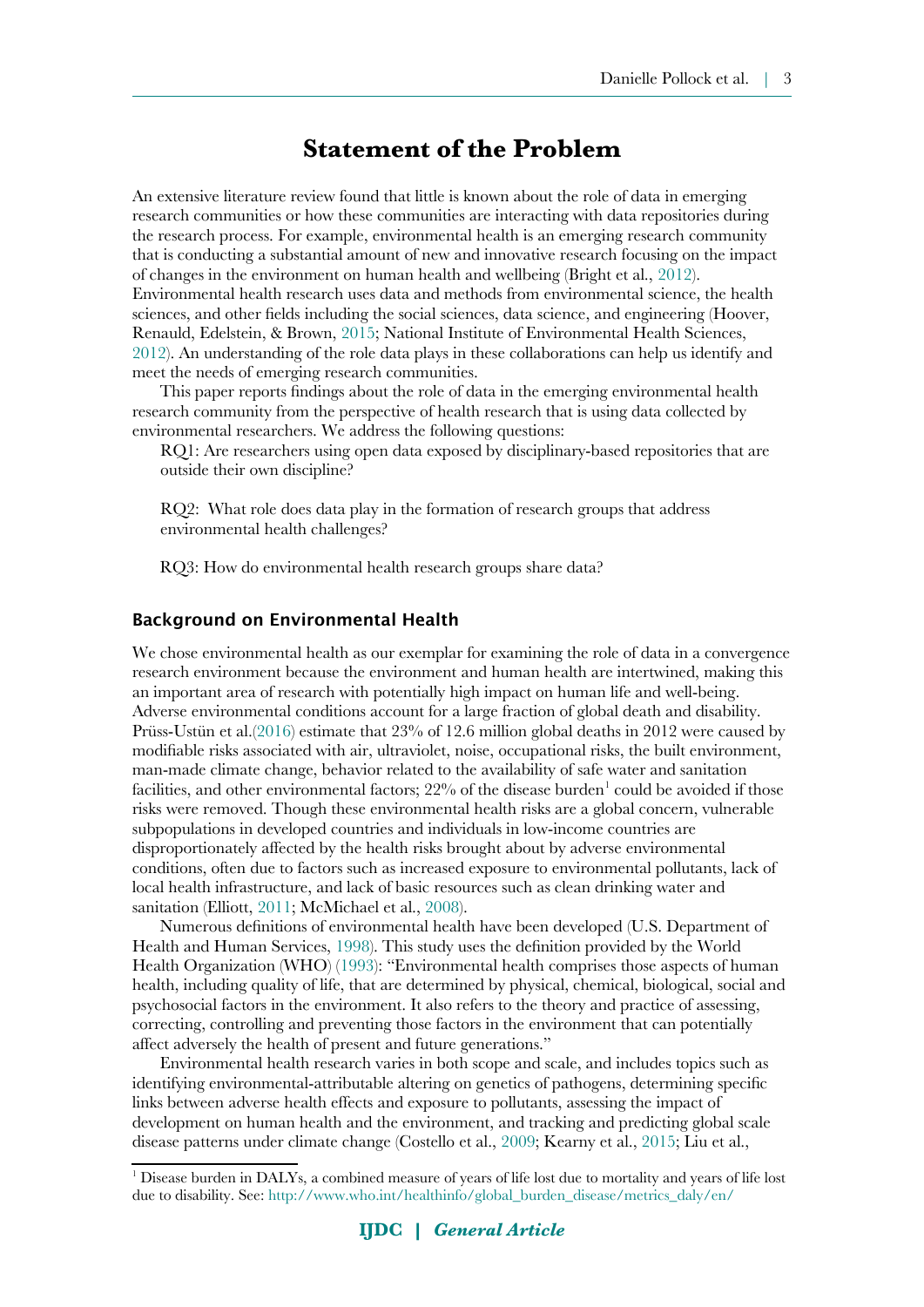# Statement of the Problem

An extensive literature review found that little is known about the role of data in emerging research communities or how these communities are interacting with data repositories during the research process. For example, environmental health is an emerging research community that is conducting a substantial amount of new and innovative research focusing on the impact of changes in the environment on human health and wellbeing (Bright et al., 2012). Environmental health research uses data and methods from environmental science, the health sciences, and other fields including the social sciences, data science, and engineering (Hoover, Renauld, Edelstein, & Brown, 2015; National Institute of Environmental Health Sciences, 2012). An understanding of the role data plays in these collaborations can help us identify and meet the needs of emerging research communities.

This paper reports findings about the role of data in the emerging environmental health research community from the perspective of health research that is using data collected by environmental researchers. We address the following questions:

RQ1: Are researchers using open data exposed by disciplinary-based repositories that are outside their own discipline?

RQ2: What role does data play in the formation of research groups that address environmental health challenges?

RQ3: How do environmental health research groups share data?

## Background on Environmental Health

We chose environmental health as our exemplar for examining the role of data in a convergence research environment because the environment and human health are intertwined, making this an important area of research with potentially high impact on human life and well-being. Adverse environmental conditions account for a large fraction of global death and disability. Prüss-Ustün et al.(2016) estimate that 23% of 12.6 million global deaths in 2012 were caused by modifiable risks associated with air, ultraviolet, noise, occupational risks, the built environment, man-made climate change, behavior related to the availability of safe water and sanitation facilities, and other environmental factors; 22% of the disease burden[1] could be avoided if those risks were removed. Though these environmental health risks are a global concern, vulnerable subpopulations in developed countries and individuals in low-income countries are disproportionately affected by the health risks brought about by adverse environmental conditions, often due to factors such as increased exposure to environmental pollutants, lack of local health infrastructure, and lack of basic resources such as clean drinking water and sanitation (Elliott, 2011; McMichael et al., 2008).

Numerous definitions of environmental health have been developed (U.S. Department of Health and Human Services, 1998). This study uses the definition provided by the World Health Organization (WHO) (1993): "Environmental health comprises those aspects of human health, including quality of life, that are determined by physical, chemical, biological, social and psychosocial factors in the environment. It also refers to the theory and practice of assessing, correcting, controlling and preventing those factors in the environment that can potentially affect adversely the health of present and future generations."

Environmental health research varies in both scope and scale, and includes topics such as identifying environmental-attributable altering on genetics of pathogens, determining specific links between adverse health effects and exposure to pollutants, assessing the impact of development on human health and the environment, and tracking and predicting global scale disease patterns under climate change (Costello et al., 2009; Kearny et al., 2015; Liu et al.,

[1] Disease burden in DALYs, a combined measure of years of life lost due to mortality and years of life lost due to disability. See: http://www.who.int/healthinfo/global_burden_disease/metrics_daly/en/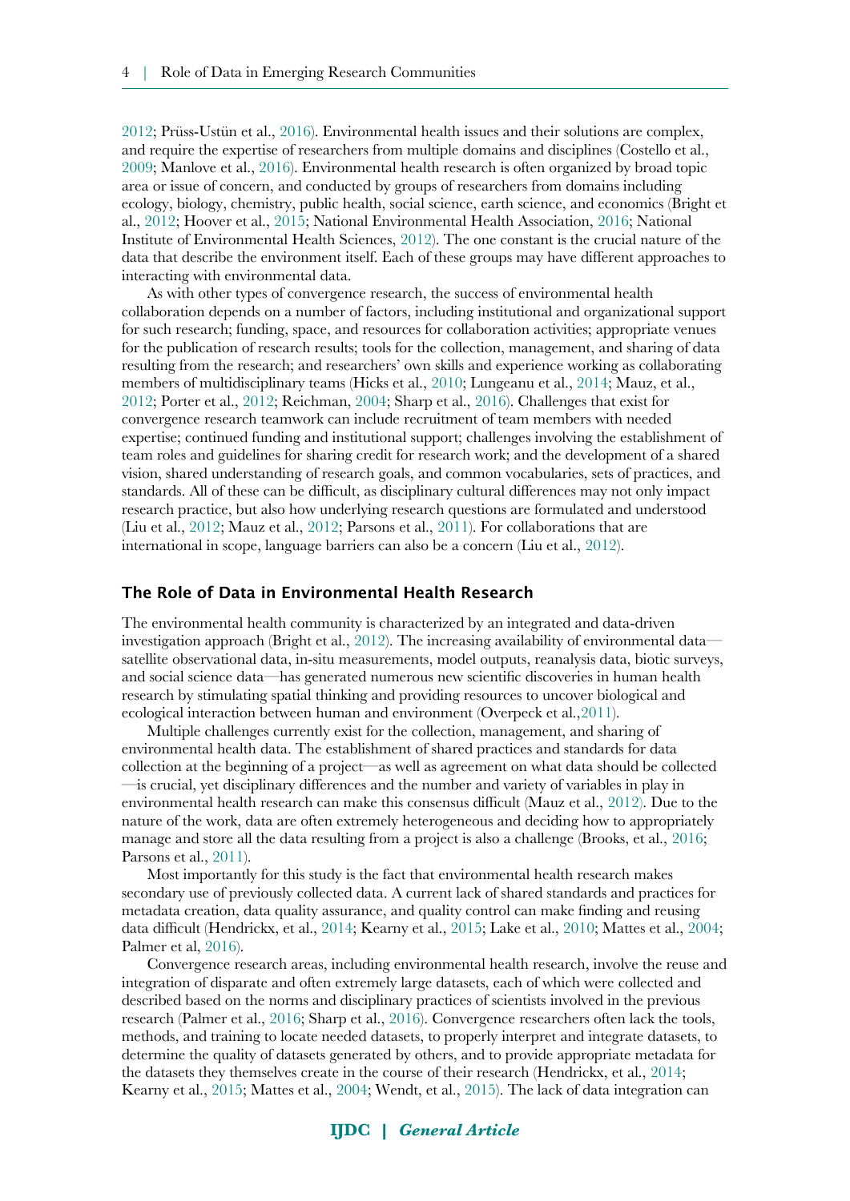2012; Prüss-Ustün et al., 2016). Environmental health issues and their solutions are complex, and require the expertise of researchers from multiple domains and disciplines (Costello et al., 2009; Manlove et al., 2016). Environmental health research is often organized by broad topic area or issue of concern, and conducted by groups of researchers from domains including ecology, biology, chemistry, public health, social science, earth science, and economics (Bright et al., 2012; Hoover et al., 2015; National Environmental Health Association, 2016; National Institute of Environmental Health Sciences, 2012). The one constant is the crucial nature of the data that describe the environment itself. Each of these groups may have different approaches to interacting with environmental data.

As with other types of convergence research, the success of environmental health collaboration depends on a number of factors, including institutional and organizational support for such research; funding, space, and resources for collaboration activities; appropriate venues for the publication of research results; tools for the collection, management, and sharing of data resulting from the research; and researchers' own skills and experience working as collaborating members of multidisciplinary teams (Hicks et al., 2010; Lungeanu et al., 2014; Mauz, et al., 2012; Porter et al., 2012; Reichman, 2004; Sharp et al., 2016). Challenges that exist for convergence research teamwork can include recruitment of team members with needed expertise; continued funding and institutional support; challenges involving the establishment of team roles and guidelines for sharing credit for research work; and the development of a shared vision, shared understanding of research goals, and common vocabularies, sets of practices, and standards. All of these can be difficult, as disciplinary cultural differences may not only impact research practice, but also how underlying research questions are formulated and understood (Liu et al., 2012; Mauz et al., 2012; Parsons et al., 2011). For collaborations that are international in scope, language barriers can also be a concern (Liu et al., 2012).

## The Role of Data in Environmental Health Research

The environmental health community is characterized by an integrated and data-driven investigation approach (Bright et al., 2012). The increasing availability of environmental data—satellite observational data, in-situ measurements, model outputs, reanalysis data, biotic surveys, and social science data—has generated numerous new scientific discoveries in human health research by stimulating spatial thinking and providing resources to uncover biological and ecological interaction between human and environment (Overpeck et al.,2011).

Multiple challenges currently exist for the collection, management, and sharing of environmental health data. The establishment of shared practices and standards for data collection at the beginning of a project—as well as agreement on what data should be collected—is crucial, yet disciplinary differences and the number and variety of variables in play in environmental health research can make this consensus difficult (Mauz et al., 2012). Due to the nature of the work, data are often extremely heterogeneous and deciding how to appropriately manage and store all the data resulting from a project is also a challenge (Brooks, et al., 2016; Parsons et al., 2011).

Most importantly for this study is the fact that environmental health research makes secondary use of previously collected data. A current lack of shared standards and practices for metadata creation, data quality assurance, and quality control can make finding and reusing data difficult (Hendrickx, et al., 2014; Kearny et al., 2015; Lake et al., 2010; Mattes et al., 2004; Palmer et al, 2016).

Convergence research areas, including environmental health research, involve the reuse and integration of disparate and often extremely large datasets, each of which were collected and described based on the norms and disciplinary practices of scientists involved in the previous research (Palmer et al., 2016; Sharp et al., 2016). Convergence researchers often lack the tools, methods, and training to locate needed datasets, to properly interpret and integrate datasets, to determine the quality of datasets generated by others, and to provide appropriate metadata for the datasets they themselves create in the course of their research (Hendrickx, et al., 2014; Kearny et al., 2015; Mattes et al., 2004; Wendt, et al., 2015). The lack of data integration can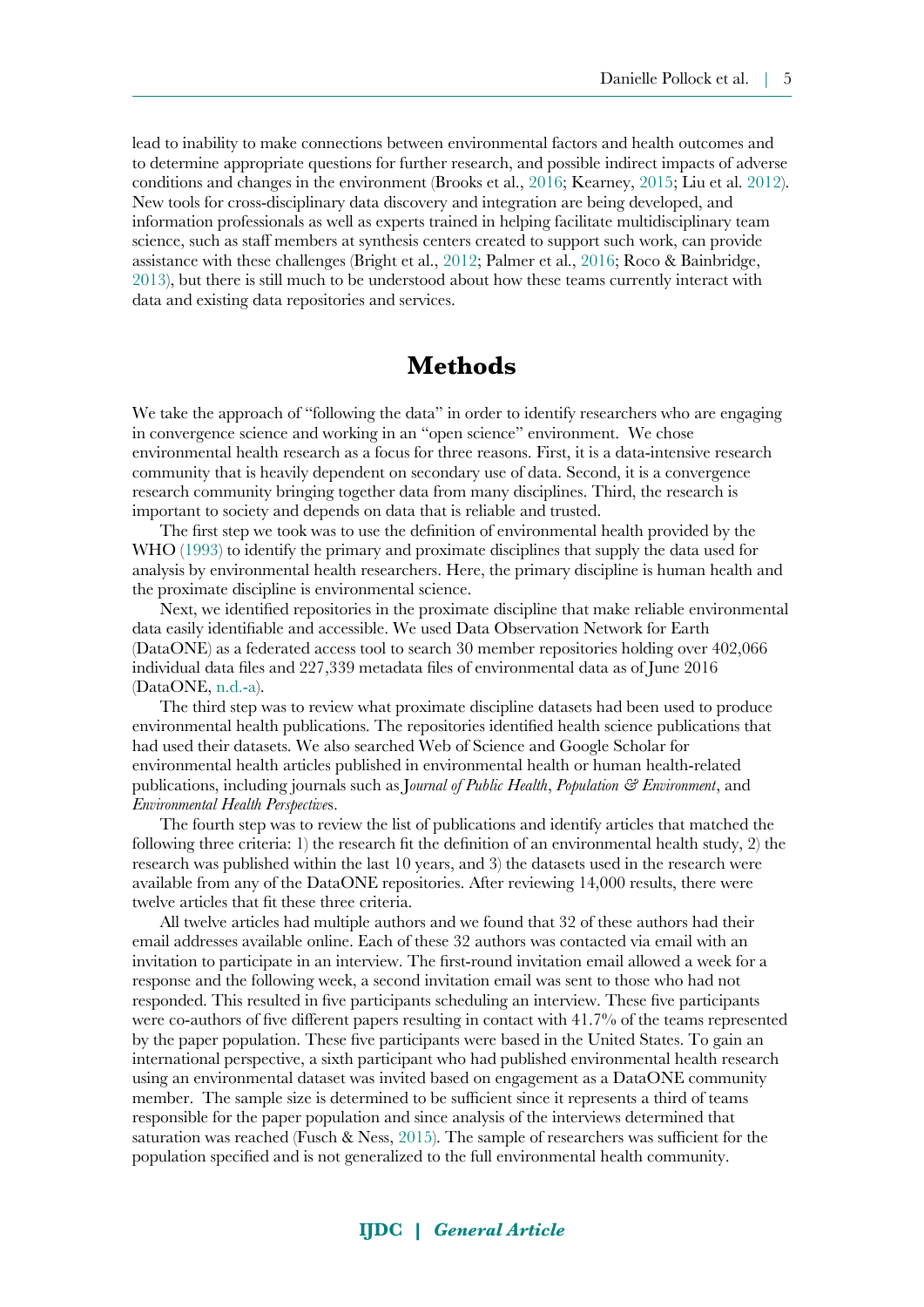lead to inability to make connections between environmental factors and health outcomes and to determine appropriate questions for further research, and possible indirect impacts of adverse conditions and changes in the environment (Brooks et al., 2016; Kearney, 2015; Liu et al. 2012). New tools for cross-disciplinary data discovery and integration are being developed, and information professionals as well as experts trained in helping facilitate multidisciplinary team science, such as staff members at synthesis centers created to support such work, can provide assistance with these challenges (Bright et al., 2012; Palmer et al., 2016; Roco & Bainbridge, 2013), but there is still much to be understood about how these teams currently interact with data and existing data repositories and services.

# Methods

We take the approach of "following the data" in order to identify researchers who are engaging in convergence science and working in an "open science" environment. We chose environmental health research as a focus for three reasons. First, it is a data-intensive research community that is heavily dependent on secondary use of data. Second, it is a convergence research community bringing together data from many disciplines. Third, the research is important to society and depends on data that is reliable and trusted.

The first step we took was to use the definition of environmental health provided by the WHO (1993) to identify the primary and proximate disciplines that supply the data used for analysis by environmental health researchers. Here, the primary discipline is human health and the proximate discipline is environmental science.

Next, we identified repositories in the proximate discipline that make reliable environmental data easily identifiable and accessible. We used Data Observation Network for Earth (DataONE) as a federated access tool to search 30 member repositories holding over 402,066 individual data files and 227,339 metadata files of environmental data as of June 2016 (DataONE, n.d.-a).

The third step was to review what proximate discipline datasets had been used to produce environmental health publications. The repositories identified health science publications that had used their datasets. We also searched Web of Science and Google Scholar for environmental health articles published in environmental health or human health-related publications, including journals such as *Journal of Public Health*, *Population & Environment*, and *Environmental Health Perspectives*.

The fourth step was to review the list of publications and identify articles that matched the following three criteria: 1) the research fit the definition of an environmental health study, 2) the research was published within the last 10 years, and 3) the datasets used in the research were available from any of the DataONE repositories. After reviewing 14,000 results, there were twelve articles that fit these three criteria.

All twelve articles had multiple authors and we found that 32 of these authors had their email addresses available online. Each of these 32 authors was contacted via email with an invitation to participate in an interview. The first-round invitation email allowed a week for a response and the following week, a second invitation email was sent to those who had not responded. This resulted in five participants scheduling an interview. These five participants were co-authors of five different papers resulting in contact with 41.7% of the teams represented by the paper population. These five participants were based in the United States. To gain an international perspective, a sixth participant who had published environmental health research using an environmental dataset was invited based on engagement as a DataONE community member. The sample size is determined to be sufficient since it represents a third of teams responsible for the paper population and since analysis of the interviews determined that saturation was reached (Fusch & Ness, 2015). The sample of researchers was sufficient for the population specified and is not generalized to the full environmental health community.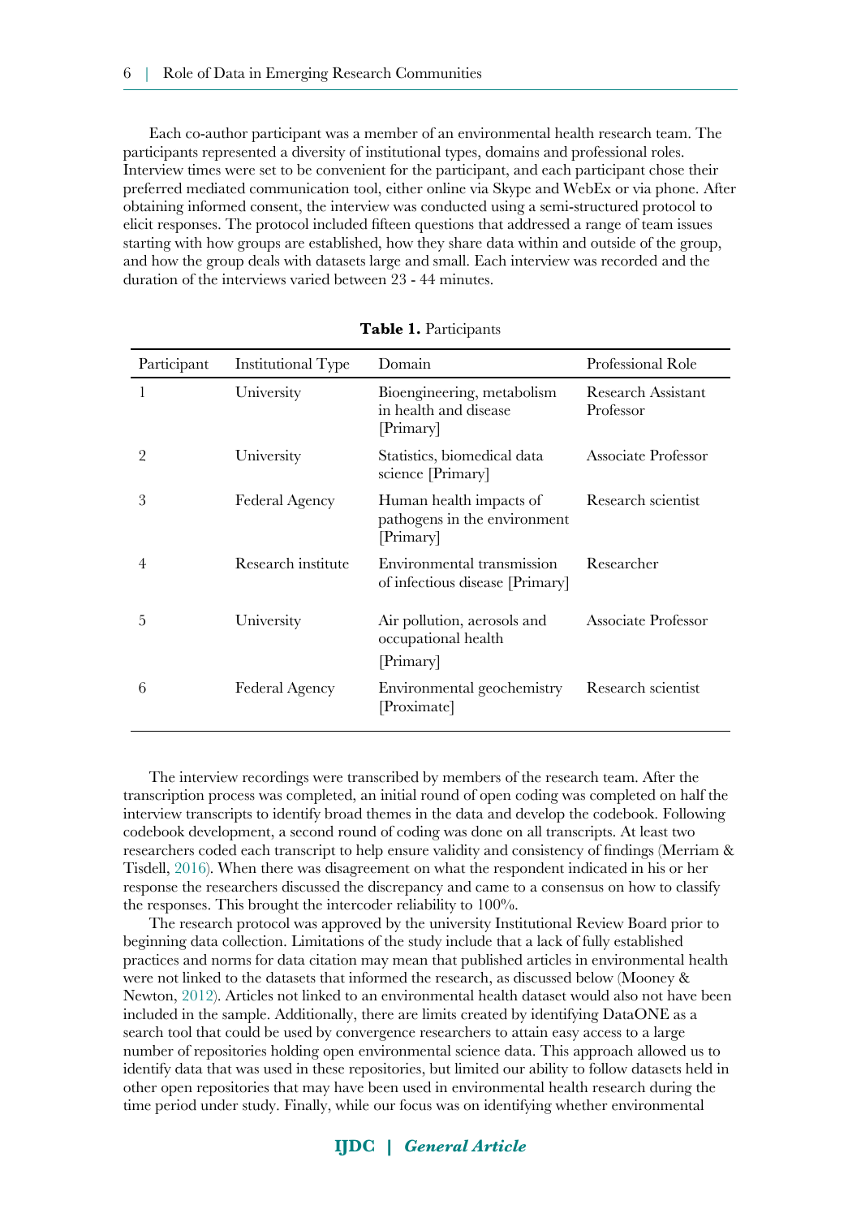Each co-author participant was a member of an environmental health research team. The participants represented a diversity of institutional types, domains and professional roles. Interview times were set to be convenient for the participant, and each participant chose their preferred mediated communication tool, either online via Skype and WebEx or via phone. After obtaining informed consent, the interview was conducted using a semi-structured protocol to elicit responses. The protocol included fifteen questions that addressed a range of team issues starting with how groups are established, how they share data within and outside of the group, and how the group deals with datasets large and small. Each interview was recorded and the duration of the interviews varied between 23 - 44 minutes.

**Table 1.** Participants

| Participant | Institutional Type | Domain | Professional Role |
|---|---|---|---|
| 1 | University | Bioengineering, metabolism in health and disease [Primary] | Research Assistant Professor |
| 2 | University | Statistics, biomedical data science [Primary] | Associate Professor |
| 3 | Federal Agency | Human health impacts of pathogens in the environment [Primary] | Research scientist |
| 4 | Research institute | Environmental transmission of infectious disease [Primary] | Researcher |
| 5 | University | Air pollution, aerosols and occupational health [Primary] | Associate Professor |
| 6 | Federal Agency | Environmental geochemistry [Proximate] | Research scientist |

The interview recordings were transcribed by members of the research team. After the transcription process was completed, an initial round of open coding was completed on half the interview transcripts to identify broad themes in the data and develop the codebook. Following codebook development, a second round of coding was done on all transcripts. At least two researchers coded each transcript to help ensure validity and consistency of findings (Merriam & Tisdell, 2016). When there was disagreement on what the respondent indicated in his or her response the researchers discussed the discrepancy and came to a consensus on how to classify the responses. This brought the intercoder reliability to 100%.

The research protocol was approved by the university Institutional Review Board prior to beginning data collection. Limitations of the study include that a lack of fully established practices and norms for data citation may mean that published articles in environmental health were not linked to the datasets that informed the research, as discussed below (Mooney & Newton, 2012). Articles not linked to an environmental health dataset would also not have been included in the sample. Additionally, there are limits created by identifying DataONE as a search tool that could be used by convergence researchers to attain easy access to a large number of repositories holding open environmental science data. This approach allowed us to identify data that was used in these repositories, but limited our ability to follow datasets held in other open repositories that may have been used in environmental health research during the time period under study. Finally, while our focus was on identifying whether environmental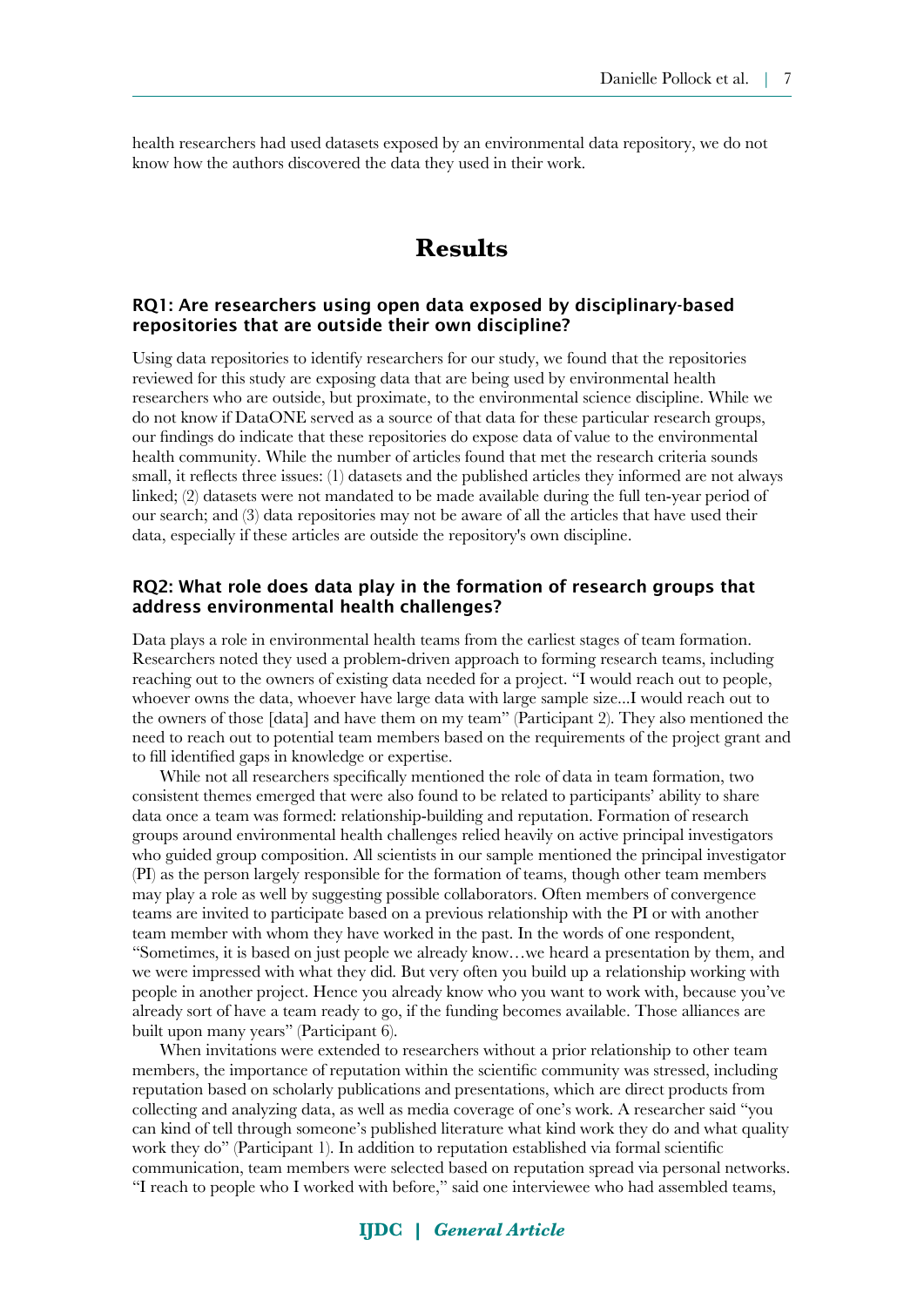health researchers had used datasets exposed by an environmental data repository, we do not know how the authors discovered the data they used in their work.

# Results

### RQ1: Are researchers using open data exposed by disciplinary-based repositories that are outside their own discipline?

Using data repositories to identify researchers for our study, we found that the repositories reviewed for this study are exposing data that are being used by environmental health researchers who are outside, but proximate, to the environmental science discipline. While we do not know if DataONE served as a source of that data for these particular research groups, our findings do indicate that these repositories do expose data of value to the environmental health community. While the number of articles found that met the research criteria sounds small, it reflects three issues: (1) datasets and the published articles they informed are not always linked; (2) datasets were not mandated to be made available during the full ten-year period of our search; and (3) data repositories may not be aware of all the articles that have used their data, especially if these articles are outside the repository's own discipline.

### RQ2: What role does data play in the formation of research groups that address environmental health challenges?

Data plays a role in environmental health teams from the earliest stages of team formation. Researchers noted they used a problem-driven approach to forming research teams, including reaching out to the owners of existing data needed for a project. "I would reach out to people, whoever owns the data, whoever have large data with large sample size...I would reach out to the owners of those [data] and have them on my team" (Participant 2). They also mentioned the need to reach out to potential team members based on the requirements of the project grant and to fill identified gaps in knowledge or expertise.

While not all researchers specifically mentioned the role of data in team formation, two consistent themes emerged that were also found to be related to participants' ability to share data once a team was formed: relationship-building and reputation. Formation of research groups around environmental health challenges relied heavily on active principal investigators who guided group composition. All scientists in our sample mentioned the principal investigator (PI) as the person largely responsible for the formation of teams, though other team members may play a role as well by suggesting possible collaborators. Often members of convergence teams are invited to participate based on a previous relationship with the PI or with another team member with whom they have worked in the past. In the words of one respondent, "Sometimes, it is based on just people we already know…we heard a presentation by them, and we were impressed with what they did. But very often you build up a relationship working with people in another project. Hence you already know who you want to work with, because you've already sort of have a team ready to go, if the funding becomes available. Those alliances are built upon many years" (Participant 6).

When invitations were extended to researchers without a prior relationship to other team members, the importance of reputation within the scientific community was stressed, including reputation based on scholarly publications and presentations, which are direct products from collecting and analyzing data, as well as media coverage of one's work. A researcher said "you can kind of tell through someone's published literature what kind work they do and what quality work they do" (Participant 1). In addition to reputation established via formal scientific communication, team members were selected based on reputation spread via personal networks. "I reach to people who I worked with before," said one interviewee who had assembled teams,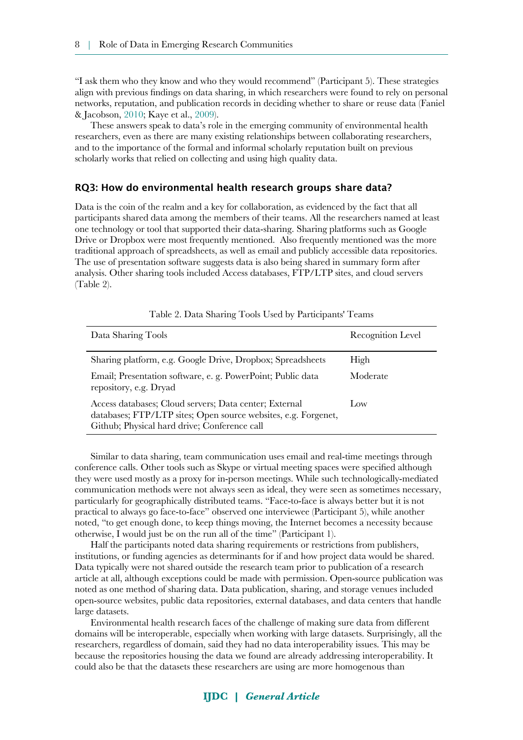"I ask them who they know and who they would recommend" (Participant 5). These strategies align with previous findings on data sharing, in which researchers were found to rely on personal networks, reputation, and publication records in deciding whether to share or reuse data (Faniel & Jacobson, 2010; Kaye et al., 2009).

These answers speak to data's role in the emerging community of environmental health researchers, even as there are many existing relationships between collaborating researchers, and to the importance of the formal and informal scholarly reputation built on previous scholarly works that relied on collecting and using high quality data.

### RQ3: How do environmental health research groups share data?

Data is the coin of the realm and a key for collaboration, as evidenced by the fact that all participants shared data among the members of their teams. All the researchers named at least one technology or tool that supported their data-sharing. Sharing platforms such as Google Drive or Dropbox were most frequently mentioned. Also frequently mentioned was the more traditional approach of spreadsheets, as well as email and publicly accessible data repositories. The use of presentation software suggests data is also being shared in summary form after analysis. Other sharing tools included Access databases, FTP/LTP sites, and cloud servers (Table 2).

Table 2. Data Sharing Tools Used by Participants' Teams

| Data Sharing Tools | Recognition Level |
| --- | --- |
| Sharing platform, e.g. Google Drive, Dropbox; Spreadsheets | High |
| Email; Presentation software, e. g. PowerPoint; Public data repository, e.g. Dryad | Moderate |
| Access databases; Cloud servers; Data center; External databases; FTP/LTP sites; Open source websites, e.g. Forgenet, Github; Physical hard drive; Conference call | Low |

Similar to data sharing, team communication uses email and real-time meetings through conference calls. Other tools such as Skype or virtual meeting spaces were specified although they were used mostly as a proxy for in-person meetings. While such technologically-mediated communication methods were not always seen as ideal, they were seen as sometimes necessary, particularly for geographically distributed teams. "Face-to-face is always better but it is not practical to always go face-to-face" observed one interviewee (Participant 5), while another noted, "to get enough done, to keep things moving, the Internet becomes a necessity because otherwise, I would just be on the run all of the time" (Participant 1).

Half the participants noted data sharing requirements or restrictions from publishers, institutions, or funding agencies as determinants for if and how project data would be shared. Data typically were not shared outside the research team prior to publication of a research article at all, although exceptions could be made with permission. Open-source publication was noted as one method of sharing data. Data publication, sharing, and storage venues included open-source websites, public data repositories, external databases, and data centers that handle large datasets.

Environmental health research faces of the challenge of making sure data from different domains will be interoperable, especially when working with large datasets. Surprisingly, all the researchers, regardless of domain, said they had no data interoperability issues. This may be because the repositories housing the data we found are already addressing interoperability. It could also be that the datasets these researchers are using are more homogenous than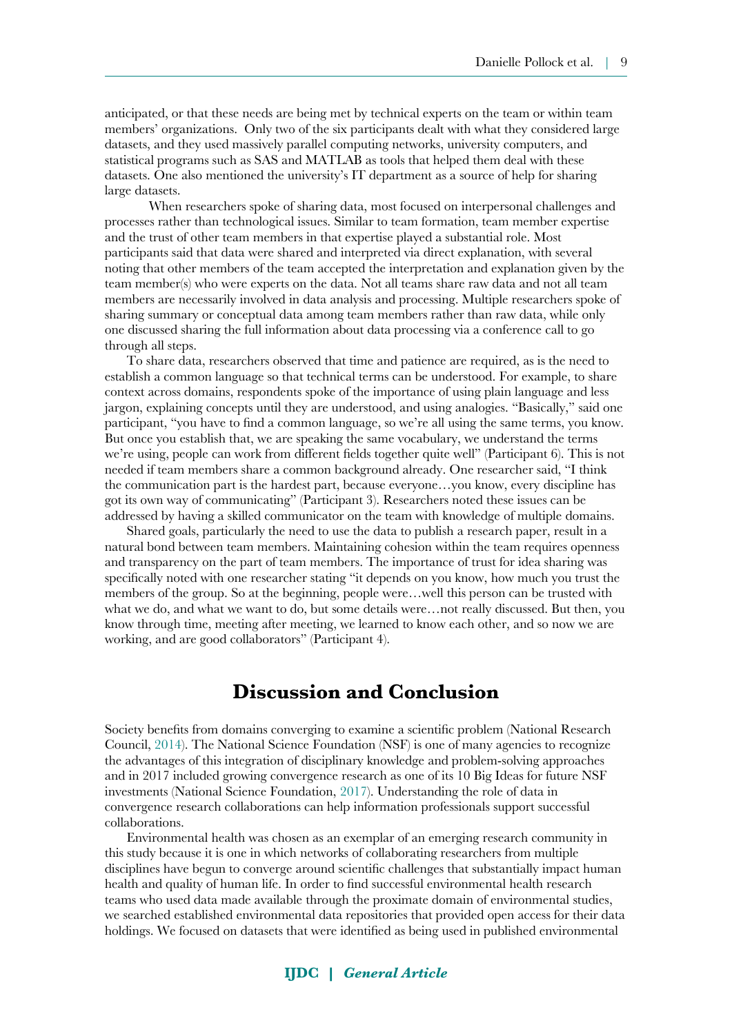anticipated, or that these needs are being met by technical experts on the team or within team members' organizations. Only two of the six participants dealt with what they considered large datasets, and they used massively parallel computing networks, university computers, and statistical programs such as SAS and MATLAB as tools that helped them deal with these datasets. One also mentioned the university's IT department as a source of help for sharing large datasets.

When researchers spoke of sharing data, most focused on interpersonal challenges and processes rather than technological issues. Similar to team formation, team member expertise and the trust of other team members in that expertise played a substantial role. Most participants said that data were shared and interpreted via direct explanation, with several noting that other members of the team accepted the interpretation and explanation given by the team member(s) who were experts on the data. Not all teams share raw data and not all team members are necessarily involved in data analysis and processing. Multiple researchers spoke of sharing summary or conceptual data among team members rather than raw data, while only one discussed sharing the full information about data processing via a conference call to go through all steps.

To share data, researchers observed that time and patience are required, as is the need to establish a common language so that technical terms can be understood. For example, to share context across domains, respondents spoke of the importance of using plain language and less jargon, explaining concepts until they are understood, and using analogies. "Basically," said one participant, "you have to find a common language, so we're all using the same terms, you know. But once you establish that, we are speaking the same vocabulary, we understand the terms we're using, people can work from different fields together quite well" (Participant 6). This is not needed if team members share a common background already. One researcher said, "I think the communication part is the hardest part, because everyone…you know, every discipline has got its own way of communicating" (Participant 3). Researchers noted these issues can be addressed by having a skilled communicator on the team with knowledge of multiple domains.

Shared goals, particularly the need to use the data to publish a research paper, result in a natural bond between team members. Maintaining cohesion within the team requires openness and transparency on the part of team members. The importance of trust for idea sharing was specifically noted with one researcher stating "it depends on you know, how much you trust the members of the group. So at the beginning, people were…well this person can be trusted with what we do, and what we want to do, but some details were…not really discussed. But then, you know through time, meeting after meeting, we learned to know each other, and so now we are working, and are good collaborators" (Participant 4).

# Discussion and Conclusion

Society benefits from domains converging to examine a scientific problem (National Research Council, 2014). The National Science Foundation (NSF) is one of many agencies to recognize the advantages of this integration of disciplinary knowledge and problem-solving approaches and in 2017 included growing convergence research as one of its 10 Big Ideas for future NSF investments (National Science Foundation, 2017). Understanding the role of data in convergence research collaborations can help information professionals support successful collaborations.

Environmental health was chosen as an exemplar of an emerging research community in this study because it is one in which networks of collaborating researchers from multiple disciplines have begun to converge around scientific challenges that substantially impact human health and quality of human life. In order to find successful environmental health research teams who used data made available through the proximate domain of environmental studies, we searched established environmental data repositories that provided open access for their data holdings. We focused on datasets that were identified as being used in published environmental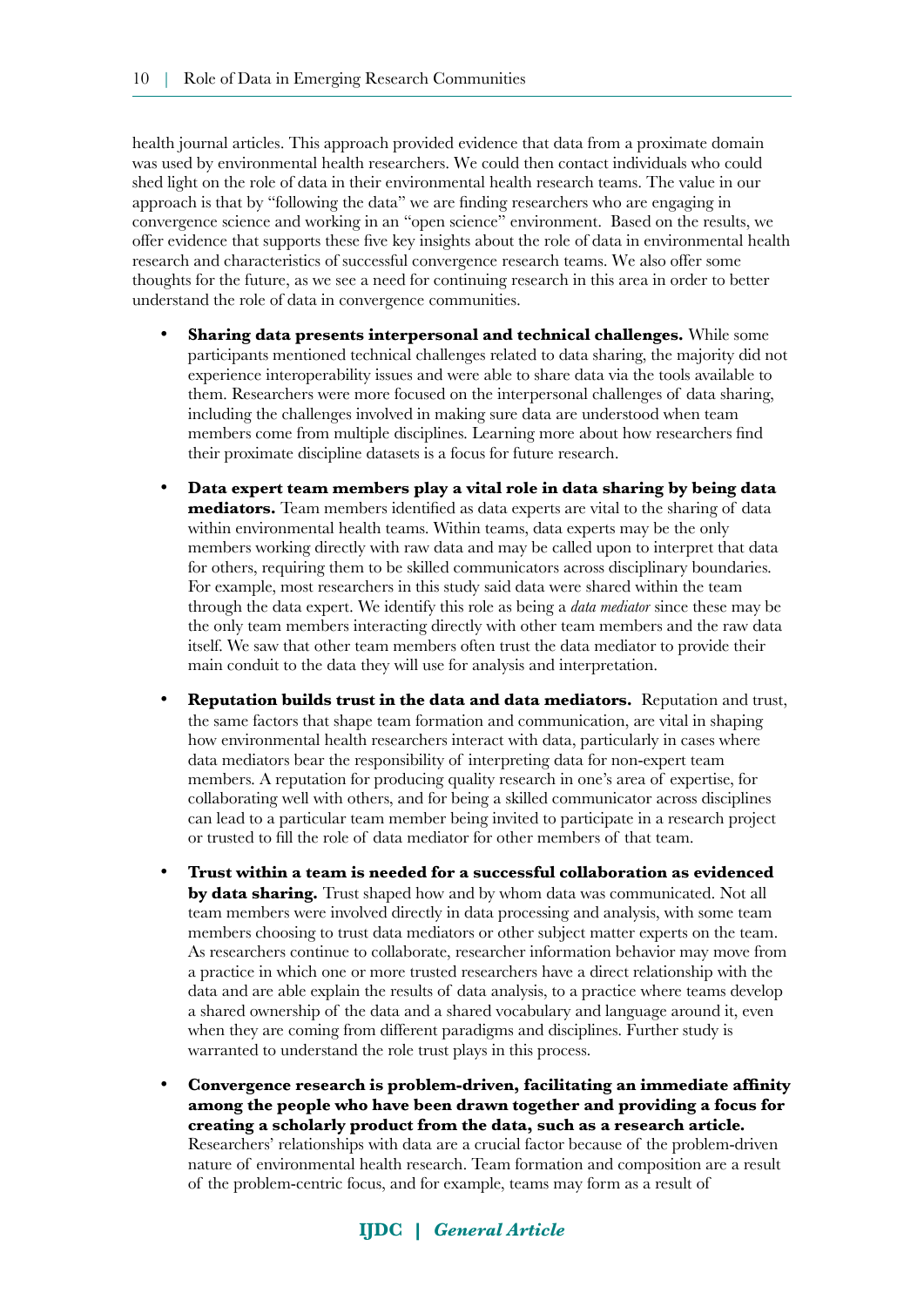health journal articles. This approach provided evidence that data from a proximate domain was used by environmental health researchers. We could then contact individuals who could shed light on the role of data in their environmental health research teams. The value in our approach is that by "following the data" we are finding researchers who are engaging in convergence science and working in an "open science" environment. Based on the results, we offer evidence that supports these five key insights about the role of data in environmental health research and characteristics of successful convergence research teams. We also offer some thoughts for the future, as we see a need for continuing research in this area in order to better understand the role of data in convergence communities.

- **Sharing data presents interpersonal and technical challenges.** While some participants mentioned technical challenges related to data sharing, the majority did not experience interoperability issues and were able to share data via the tools available to them. Researchers were more focused on the interpersonal challenges of data sharing, including the challenges involved in making sure data are understood when team members come from multiple disciplines. Learning more about how researchers find their proximate discipline datasets is a focus for future research.

- **Data expert team members play a vital role in data sharing by being data mediators.** Team members identified as data experts are vital to the sharing of data within environmental health teams. Within teams, data experts may be the only members working directly with raw data and may be called upon to interpret that data for others, requiring them to be skilled communicators across disciplinary boundaries. For example, most researchers in this study said data were shared within the team through the data expert. We identify this role as being a *data mediator* since these may be the only team members interacting directly with other team members and the raw data itself. We saw that other team members often trust the data mediator to provide their main conduit to the data they will use for analysis and interpretation.

- **Reputation builds trust in the data and data mediators.** Reputation and trust, the same factors that shape team formation and communication, are vital in shaping how environmental health researchers interact with data, particularly in cases where data mediators bear the responsibility of interpreting data for non-expert team members. A reputation for producing quality research in one's area of expertise, for collaborating well with others, and for being a skilled communicator across disciplines can lead to a particular team member being invited to participate in a research project or trusted to fill the role of data mediator for other members of that team.

- **Trust within a team is needed for a successful collaboration as evidenced by data sharing.** Trust shaped how and by whom data was communicated. Not all team members were involved directly in data processing and analysis, with some team members choosing to trust data mediators or other subject matter experts on the team. As researchers continue to collaborate, researcher information behavior may move from a practice in which one or more trusted researchers have a direct relationship with the data and are able explain the results of data analysis, to a practice where teams develop a shared ownership of the data and a shared vocabulary and language around it, even when they are coming from different paradigms and disciplines. Further study is warranted to understand the role trust plays in this process.

- **Convergence research is problem-driven, facilitating an immediate affinity among the people who have been drawn together and providing a focus for creating a scholarly product from the data, such as a research article.** Researchers' relationships with data are a crucial factor because of the problem-driven nature of environmental health research. Team formation and composition are a result of the problem-centric focus, and for example, teams may form as a result of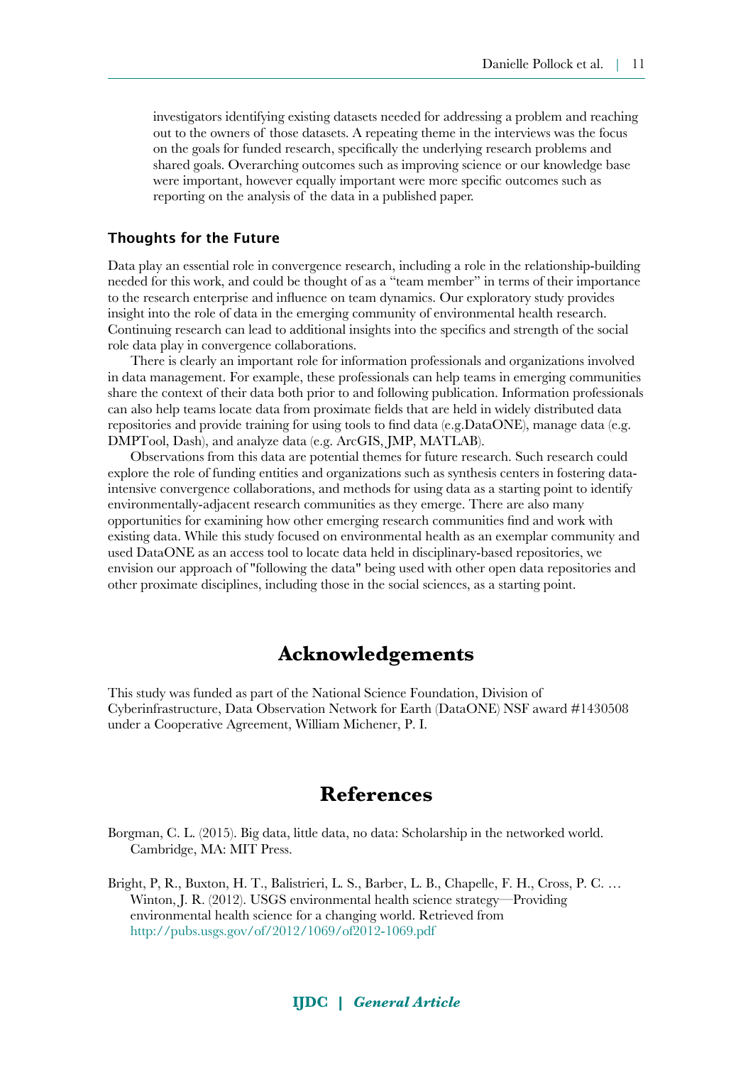investigators identifying existing datasets needed for addressing a problem and reaching out to the owners of those datasets. A repeating theme in the interviews was the focus on the goals for funded research, specifically the underlying research problems and shared goals. Overarching outcomes such as improving science or our knowledge base were important, however equally important were more specific outcomes such as reporting on the analysis of the data in a published paper.

### Thoughts for the Future

Data play an essential role in convergence research, including a role in the relationship-building needed for this work, and could be thought of as a "team member" in terms of their importance to the research enterprise and influence on team dynamics. Our exploratory study provides insight into the role of data in the emerging community of environmental health research. Continuing research can lead to additional insights into the specifics and strength of the social role data play in convergence collaborations.

There is clearly an important role for information professionals and organizations involved in data management. For example, these professionals can help teams in emerging communities share the context of their data both prior to and following publication. Information professionals can also help teams locate data from proximate fields that are held in widely distributed data repositories and provide training for using tools to find data (e.g.DataONE), manage data (e.g. DMPTool, Dash), and analyze data (e.g. ArcGIS, JMP, MATLAB).

Observations from this data are potential themes for future research. Such research could explore the role of funding entities and organizations such as synthesis centers in fostering data-intensive convergence collaborations, and methods for using data as a starting point to identify environmentally-adjacent research communities as they emerge. There are also many opportunities for examining how other emerging research communities find and work with existing data. While this study focused on environmental health as an exemplar community and used DataONE as an access tool to locate data held in disciplinary-based repositories, we envision our approach of "following the data" being used with other open data repositories and other proximate disciplines, including those in the social sciences, as a starting point.

## Acknowledgements

This study was funded as part of the National Science Foundation, Division of Cyberinfrastructure, Data Observation Network for Earth (DataONE) NSF award #1430508 under a Cooperative Agreement, William Michener, P. I.

## References

Borgman, C. L. (2015). Big data, little data, no data: Scholarship in the networked world. Cambridge, MA: MIT Press.

Bright, P, R., Buxton, H. T., Balistrieri, L. S., Barber, L. B., Chapelle, F. H., Cross, P. C. … Winton, J. R. (2012). USGS environmental health science strategy—Providing environmental health science for a changing world. Retrieved from http://pubs.usgs.gov/of/2012/1069/of2012-1069.pdf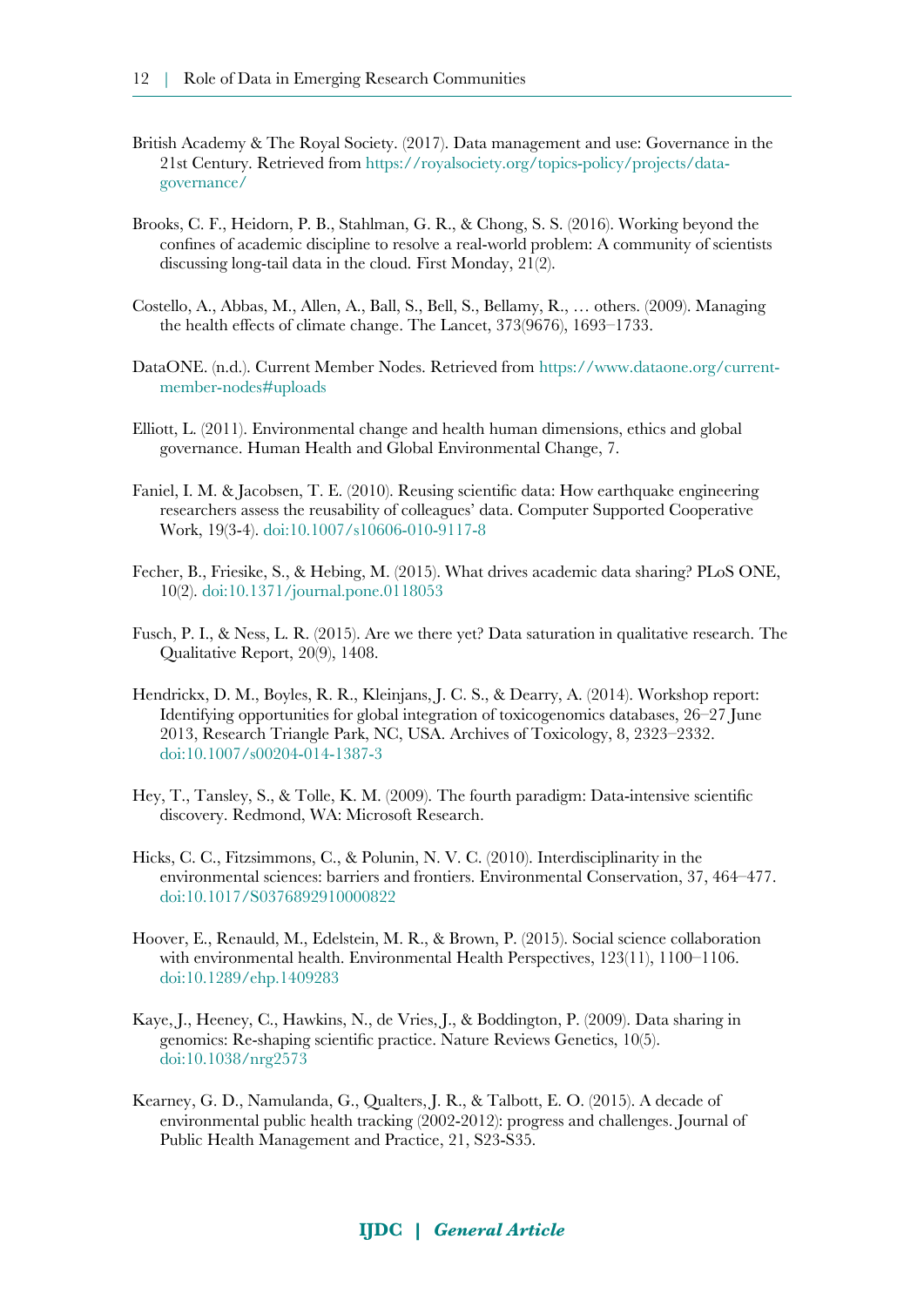British Academy & The Royal Society. (2017). Data management and use: Governance in the 21st Century. Retrieved from https://royalsociety.org/topics-policy/projects/data-governance/

Brooks, C. F., Heidorn, P. B., Stahlman, G. R., & Chong, S. S. (2016). Working beyond the confines of academic discipline to resolve a real-world problem: A community of scientists discussing long-tail data in the cloud. First Monday, 21(2).

Costello, A., Abbas, M., Allen, A., Ball, S., Bell, S., Bellamy, R., … others. (2009). Managing the health effects of climate change. The Lancet, 373(9676), 1693–1733.

DataONE. (n.d.). Current Member Nodes. Retrieved from https://www.dataone.org/current-member-nodes#uploads

Elliott, L. (2011). Environmental change and health human dimensions, ethics and global governance. Human Health and Global Environmental Change, 7.

Faniel, I. M. & Jacobsen, T. E. (2010). Reusing scientific data: How earthquake engineering researchers assess the reusability of colleagues' data. Computer Supported Cooperative Work, 19(3-4). doi:10.1007/s10606-010-9117-8

Fecher, B., Friesike, S., & Hebing, M. (2015). What drives academic data sharing? PLoS ONE, 10(2). doi:10.1371/journal.pone.0118053

Fusch, P. I., & Ness, L. R. (2015). Are we there yet? Data saturation in qualitative research. The Qualitative Report, 20(9), 1408.

Hendrickx, D. M., Boyles, R. R., Kleinjans, J. C. S., & Dearry, A. (2014). Workshop report: Identifying opportunities for global integration of toxicogenomics databases, 26–27 June 2013, Research Triangle Park, NC, USA. Archives of Toxicology, 8, 2323–2332. doi:10.1007/s00204-014-1387-3

Hey, T., Tansley, S., & Tolle, K. M. (2009). The fourth paradigm: Data-intensive scientific discovery. Redmond, WA: Microsoft Research.

Hicks, C. C., Fitzsimmons, C., & Polunin, N. V. C. (2010). Interdisciplinarity in the environmental sciences: barriers and frontiers. Environmental Conservation, 37, 464–477. doi:10.1017/S0376892910000822

Hoover, E., Renauld, M., Edelstein, M. R., & Brown, P. (2015). Social science collaboration with environmental health. Environmental Health Perspectives, 123(11), 1100–1106. doi:10.1289/ehp.1409283

Kaye, J., Heeney, C., Hawkins, N., de Vries, J., & Boddington, P. (2009). Data sharing in genomics: Re-shaping scientific practice. Nature Reviews Genetics, 10(5). doi:10.1038/nrg2573

Kearney, G. D., Namulanda, G., Qualters, J. R., & Talbott, E. O. (2015). A decade of environmental public health tracking (2002-2012): progress and challenges. Journal of Public Health Management and Practice, 21, S23-S35.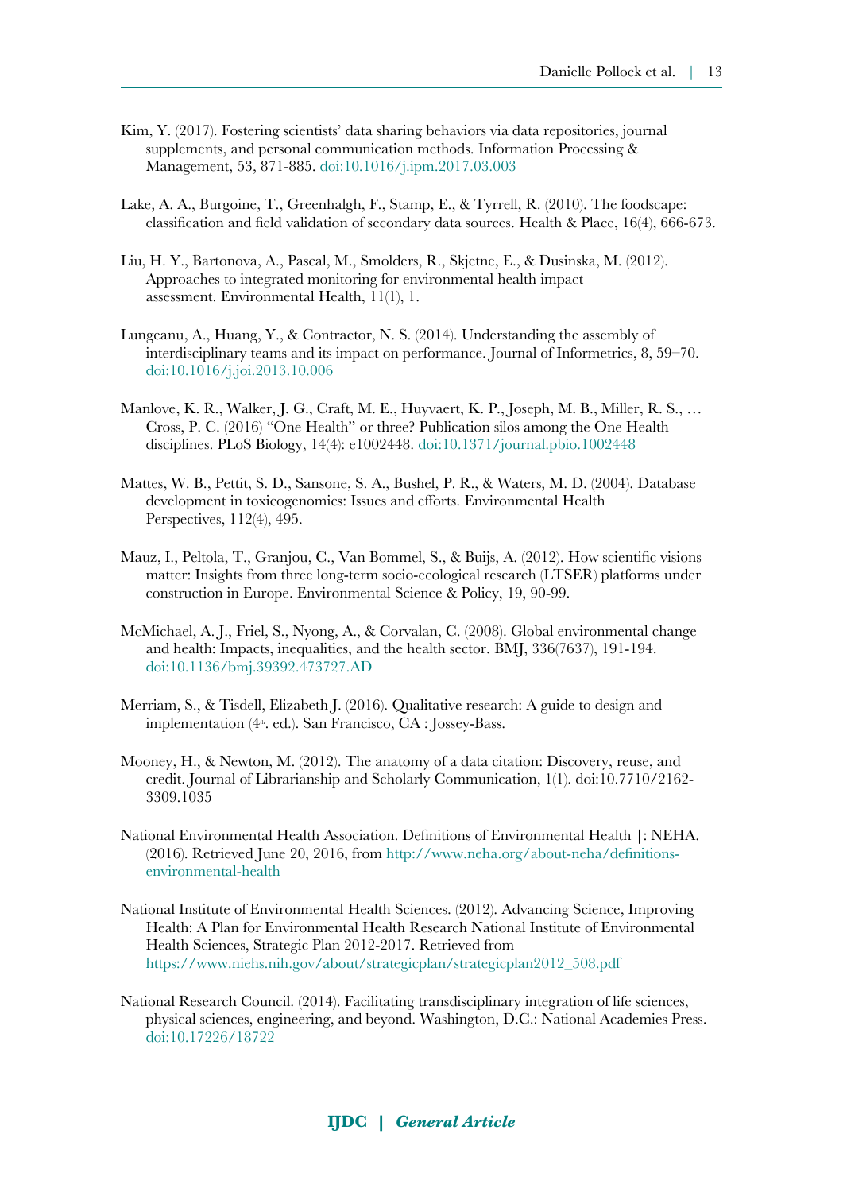Kim, Y. (2017). Fostering scientists' data sharing behaviors via data repositories, journal supplements, and personal communication methods. Information Processing & Management, 53, 871-885. doi:10.1016/j.ipm.2017.03.003

Lake, A. A., Burgoine, T., Greenhalgh, F., Stamp, E., & Tyrrell, R. (2010). The foodscape: classification and field validation of secondary data sources. Health & Place, 16(4), 666-673.

Liu, H. Y., Bartonova, A., Pascal, M., Smolders, R., Skjetne, E., & Dusinska, M. (2012). Approaches to integrated monitoring for environmental health impact assessment. Environmental Health, 11(1), 1.

Lungeanu, A., Huang, Y., & Contractor, N. S. (2014). Understanding the assembly of interdisciplinary teams and its impact on performance. Journal of Informetrics, 8, 59–70. doi:10.1016/j.joi.2013.10.006

Manlove, K. R., Walker, J. G., Craft, M. E., Huyvaert, K. P., Joseph, M. B., Miller, R. S., … Cross, P. C. (2016) "One Health" or three? Publication silos among the One Health disciplines. PLoS Biology, 14(4): e1002448. doi:10.1371/journal.pbio.1002448

Mattes, W. B., Pettit, S. D., Sansone, S. A., Bushel, P. R., & Waters, M. D. (2004). Database development in toxicogenomics: Issues and efforts. Environmental Health Perspectives, 112(4), 495.

Mauz, I., Peltola, T., Granjou, C., Van Bommel, S., & Buijs, A. (2012). How scientific visions matter: Insights from three long-term socio-ecological research (LTSER) platforms under construction in Europe. Environmental Science & Policy, 19, 90-99.

McMichael, A. J., Friel, S., Nyong, A., & Corvalan, C. (2008). Global environmental change and health: Impacts, inequalities, and the health sector. BMJ, 336(7637), 191-194. doi:10.1136/bmj.39392.473727.AD

Merriam, S., & Tisdell, Elizabeth J. (2016). Qualitative research: A guide to design and implementation (4th. ed.). San Francisco, CA : Jossey-Bass.

Mooney, H., & Newton, M. (2012). The anatomy of a data citation: Discovery, reuse, and credit. Journal of Librarianship and Scholarly Communication, 1(1). doi:10.7710/2162-3309.1035

National Environmental Health Association. Definitions of Environmental Health |: NEHA. (2016). Retrieved June 20, 2016, from http://www.neha.org/about-neha/definitions-environmental-health

National Institute of Environmental Health Sciences. (2012). Advancing Science, Improving Health: A Plan for Environmental Health Research National Institute of Environmental Health Sciences, Strategic Plan 2012-2017. Retrieved from https://www.niehs.nih.gov/about/strategicplan/strategicplan2012_508.pdf

National Research Council. (2014). Facilitating transdisciplinary integration of life sciences, physical sciences, engineering, and beyond. Washington, D.C.: National Academies Press. doi:10.17226/18722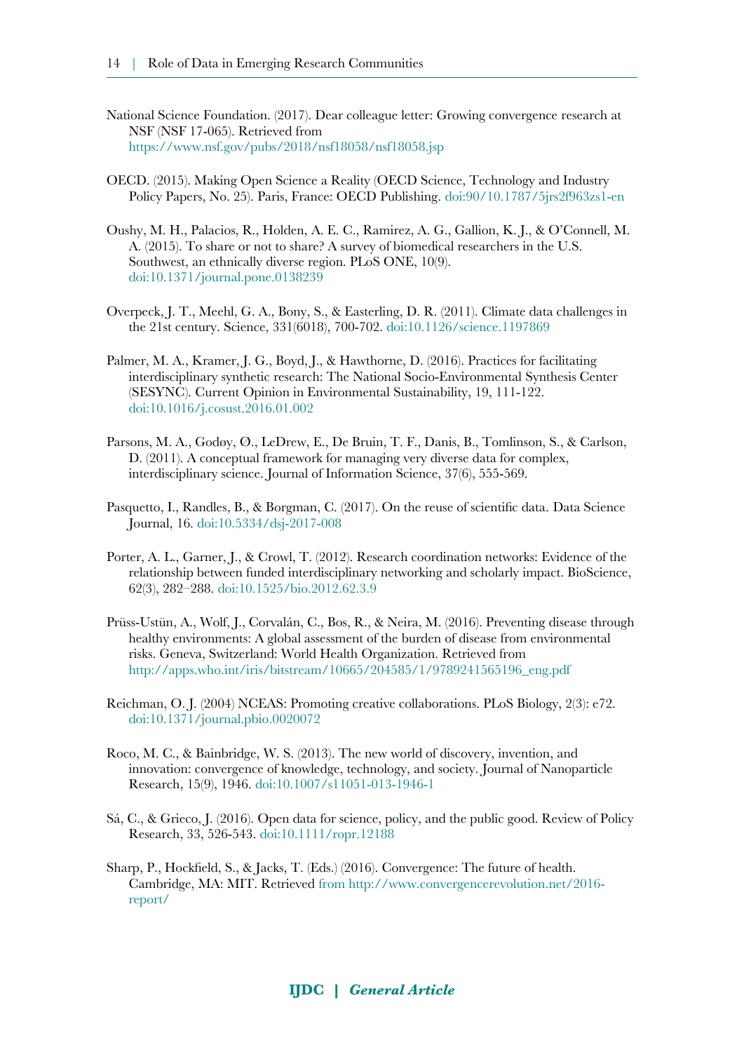National Science Foundation. (2017). Dear colleague letter: Growing convergence research at NSF (NSF 17-065). Retrieved from https://www.nsf.gov/pubs/2018/nsf18058/nsf18058.jsp

OECD. (2015). Making Open Science a Reality (OECD Science, Technology and Industry Policy Papers, No. 25). Paris, France: OECD Publishing. doi:90/10.1787/5jrs2f963zs1-en

Oushy, M. H., Palacios, R., Holden, A. E. C., Ramirez, A. G., Gallion, K. J., & O'Connell, M. A. (2015). To share or not to share? A survey of biomedical researchers in the U.S. Southwest, an ethnically diverse region. PLoS ONE, 10(9). doi:10.1371/journal.pone.0138239

Overpeck, J. T., Meehl, G. A., Bony, S., & Easterling, D. R. (2011). Climate data challenges in the 21st century. Science, 331(6018), 700-702. doi:10.1126/science.1197869

Palmer, M. A., Kramer, J. G., Boyd, J., & Hawthorne, D. (2016). Practices for facilitating interdisciplinary synthetic research: The National Socio-Environmental Synthesis Center (SESYNC). Current Opinion in Environmental Sustainability, 19, 111-122. doi:10.1016/j.cosust.2016.01.002

Parsons, M. A., Godøy, Ø., LeDrew, E., De Bruin, T. F., Danis, B., Tomlinson, S., & Carlson, D. (2011). A conceptual framework for managing very diverse data for complex, interdisciplinary science. Journal of Information Science, 37(6), 555-569.

Pasquetto, I., Randles, B., & Borgman, C. (2017). On the reuse of scientific data. Data Science Journal, 16. doi:10.5334/dsj-2017-008

Porter, A. L., Garner, J., & Crowl, T. (2012). Research coordination networks: Evidence of the relationship between funded interdisciplinary networking and scholarly impact. BioScience, 62(3), 282–288. doi:10.1525/bio.2012.62.3.9

Prüss-Ustün, A., Wolf, J., Corvalán, C., Bos, R., & Neira, M. (2016). Preventing disease through healthy environments: A global assessment of the burden of disease from environmental risks. Geneva, Switzerland: World Health Organization. Retrieved from http://apps.who.int/iris/bitstream/10665/204585/1/9789241565196_eng.pdf

Reichman, O. J. (2004) NCEAS: Promoting creative collaborations. PLoS Biology, 2(3): e72. doi:10.1371/journal.pbio.0020072

Roco, M. C., & Bainbridge, W. S. (2013). The new world of discovery, invention, and innovation: convergence of knowledge, technology, and society. Journal of Nanoparticle Research, 15(9), 1946. doi:10.1007/s11051-013-1946-1

Sá, C., & Grieco, J. (2016). Open data for science, policy, and the public good. Review of Policy Research, 33, 526-543. doi:10.1111/ropr.12188

Sharp, P., Hockfield, S., & Jacks, T. (Eds.) (2016). Convergence: The future of health. Cambridge, MA: MIT. Retrieved from http://www.convergencerevolution.net/2016-report/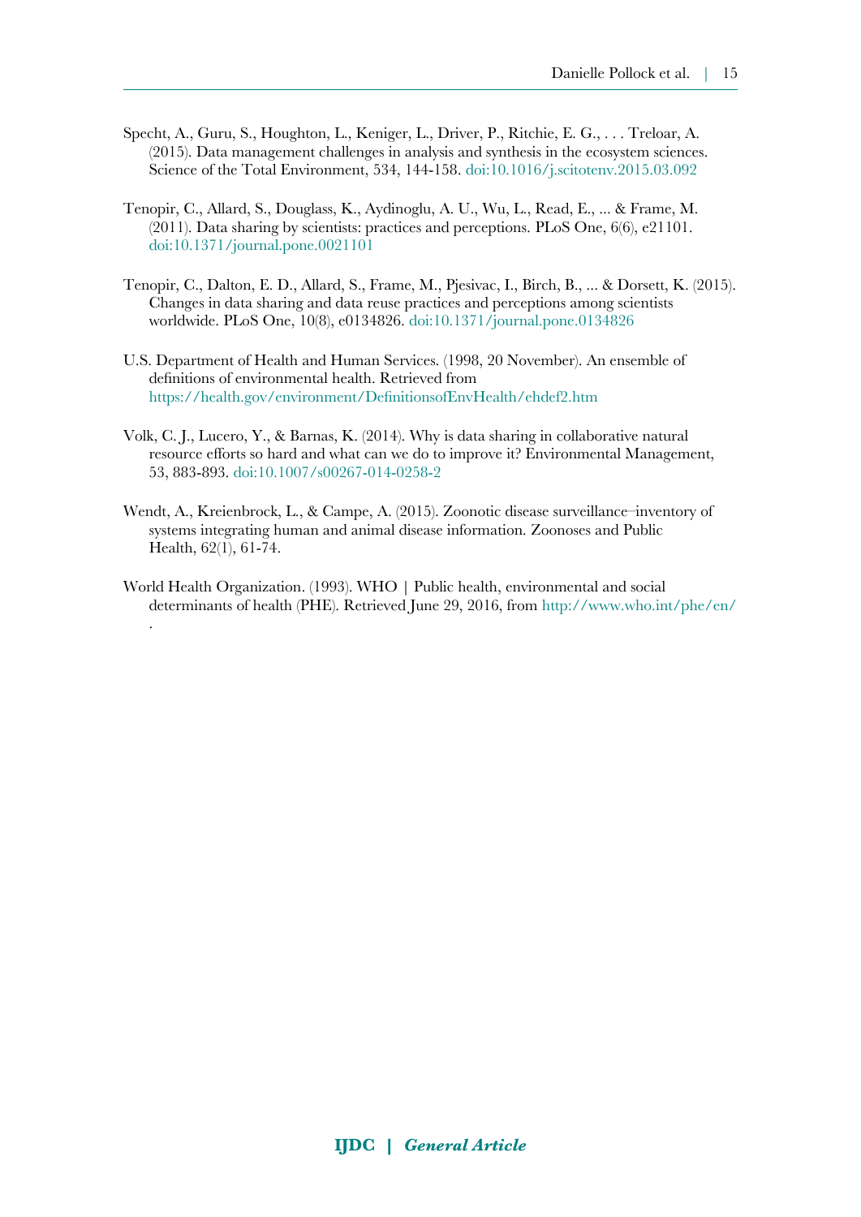Specht, A., Guru, S., Houghton, L., Keniger, L., Driver, P., Ritchie, E. G., . . . Treloar, A. (2015). Data management challenges in analysis and synthesis in the ecosystem sciences. Science of the Total Environment, 534, 144-158. doi:10.1016/j.scitotenv.2015.03.092

Tenopir, C., Allard, S., Douglass, K., Aydinoglu, A. U., Wu, L., Read, E., ... & Frame, M. (2011). Data sharing by scientists: practices and perceptions. PLoS One, 6(6), e21101. doi:10.1371/journal.pone.0021101

Tenopir, C., Dalton, E. D., Allard, S., Frame, M., Pjesivac, I., Birch, B., ... & Dorsett, K. (2015). Changes in data sharing and data reuse practices and perceptions among scientists worldwide. PLoS One, 10(8), e0134826. doi:10.1371/journal.pone.0134826

U.S. Department of Health and Human Services. (1998, 20 November). An ensemble of definitions of environmental health. Retrieved from https://health.gov/environment/DefinitionsofEnvHealth/ehdef2.htm

Volk, C. J., Lucero, Y., & Barnas, K. (2014). Why is data sharing in collaborative natural resource efforts so hard and what can we do to improve it? Environmental Management, 53, 883-893. doi:10.1007/s00267-014-0258-2

Wendt, A., Kreienbrock, L., & Campe, A. (2015). Zoonotic disease surveillance–inventory of systems integrating human and animal disease information. Zoonoses and Public Health, 62(1), 61-74.

World Health Organization. (1993). WHO | Public health, environmental and social determinants of health (PHE). Retrieved June 29, 2016, from http://www.who.int/phe/en/ .